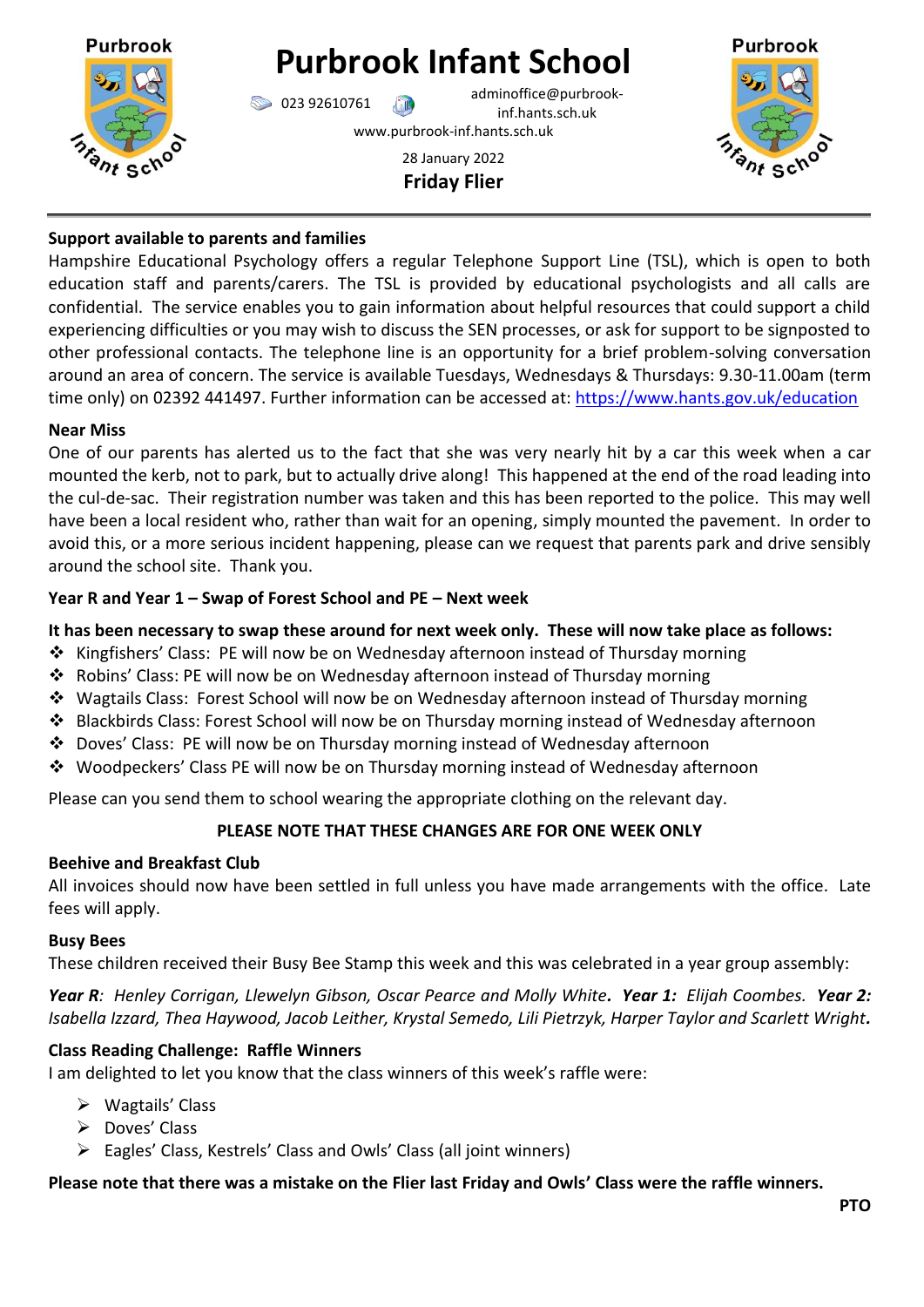# Purbrook Infant School

023 92610761 adminoffice@purbrook-inf.hants.sch.uk

www.purbrook-inf.hants.sch.uk

28 January 2022

**Friday Flier**

**Support available to parents and families**

Hampshire Educational Psychology offers a regular Telephone Support Line (TSL), which is open to both education staff and parents/carers. The TSL is provided by educational psychologists and all calls are confidential. The service enables you to gain information about helpful resources that could support a child experiencing difficulties or you may wish to discuss the SEN processes, or ask for support to be signposted to other professional contacts. The telephone line is an opportunity for a brief problem-solving conversation around an area of concern. The service is available Tuesdays, Wednesdays & Thursdays: 9.30-11.00am (term time only) on 02392 441497. Further information can be accessed at: https://www.hants.gov.uk/education

**Near Miss**

One of our parents has alerted us to the fact that she was very nearly hit by a car this week when a car mounted the kerb, not to park, but to actually drive along! This happened at the end of the road leading into the cul-de-sac. Their registration number was taken and this has been reported to the police. This may well have been a local resident who, rather than wait for an opening, simply mounted the pavement. In order to avoid this, or a more serious incident happening, please can we request that parents park and drive sensibly around the school site. Thank you.

**Year R and Year 1 – Swap of Forest School and PE – Next week**

**It has been necessary to swap these around for next week only. These will now take place as follows:**

- Kingfishers' Class: PE will now be on Wednesday afternoon instead of Thursday morning
- Robins' Class: PE will now be on Wednesday afternoon instead of Thursday morning
- Wagtails Class: Forest School will now be on Wednesday afternoon instead of Thursday morning
- Blackbirds Class: Forest School will now be on Thursday morning instead of Wednesday afternoon
- Doves' Class: PE will now be on Thursday morning instead of Wednesday afternoon
- Woodpeckers' Class PE will now be on Thursday morning instead of Wednesday afternoon

Please can you send them to school wearing the appropriate clothing on the relevant day.

**PLEASE NOTE THAT THESE CHANGES ARE FOR ONE WEEK ONLY**

**Beehive and Breakfast Club**

All invoices should now have been settled in full unless you have made arrangements with the office. Late fees will apply.

**Busy Bees**

These children received their Busy Bee Stamp this week and this was celebrated in a year group assembly:

***Year R**: Henley Corrigan, Llewelyn Gibson, Oscar Pearce and Molly White. **Year 1:** Elijah Coombes. **Year 2:** Isabella Izzard, Thea Haywood, Jacob Leither, Krystal Semedo, Lili Pietrzyk, Harper Taylor and Scarlett Wright.*

**Class Reading Challenge: Raffle Winners**

I am delighted to let you know that the class winners of this week's raffle were:

- Wagtails' Class
- Doves' Class
- Eagles' Class, Kestrels' Class and Owls' Class (all joint winners)

**Please note that there was a mistake on the Flier last Friday and Owls' Class were the raffle winners.**

**PTO**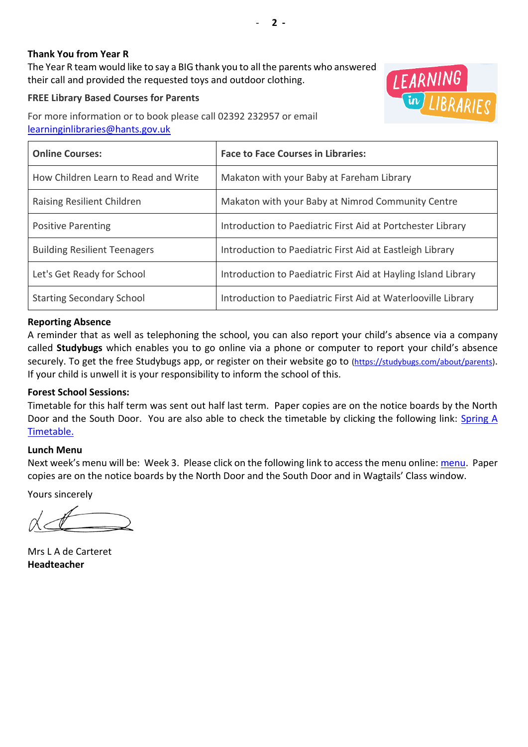**Thank You from Year R**

The Year R team would like to say a BIG thank you to all the parents who answered their call and provided the requested toys and outdoor clothing.

**FREE Library Based Courses for Parents**

For more information or to book please call 02392 232957 or email learninginlibraries@hants.gov.uk

| Online Courses: | Face to Face Courses in Libraries: |
|---|---|
| How Children Learn to Read and Write | Makaton with your Baby at Fareham Library |
| Raising Resilient Children | Makaton with your Baby at Nimrod Community Centre |
| Positive Parenting | Introduction to Paediatric First Aid at Portchester Library |
| Building Resilient Teenagers | Introduction to Paediatric First Aid at Eastleigh Library |
| Let's Get Ready for School | Introduction to Paediatric First Aid at Hayling Island Library |
| Starting Secondary School | Introduction to Paediatric First Aid at Waterlooville Library |

**Reporting Absence**

A reminder that as well as telephoning the school, you can also report your child's absence via a company called **Studybugs** which enables you to go online via a phone or computer to report your child's absence securely. To get the free Studybugs app, or register on their website go to (https://studybugs.com/about/parents). If your child is unwell it is your responsibility to inform the school of this.

**Forest School Sessions:**

Timetable for this half term was sent out half last term. Paper copies are on the notice boards by the North Door and the South Door. You are also able to check the timetable by clicking the following link: Spring A Timetable.

**Lunch Menu**

Next week's menu will be: Week 3. Please click on the following link to access the menu online: menu. Paper copies are on the notice boards by the North Door and the South Door and in Wagtails' Class window.

Yours sincerely

Mrs L A de Carteret
**Headteacher**